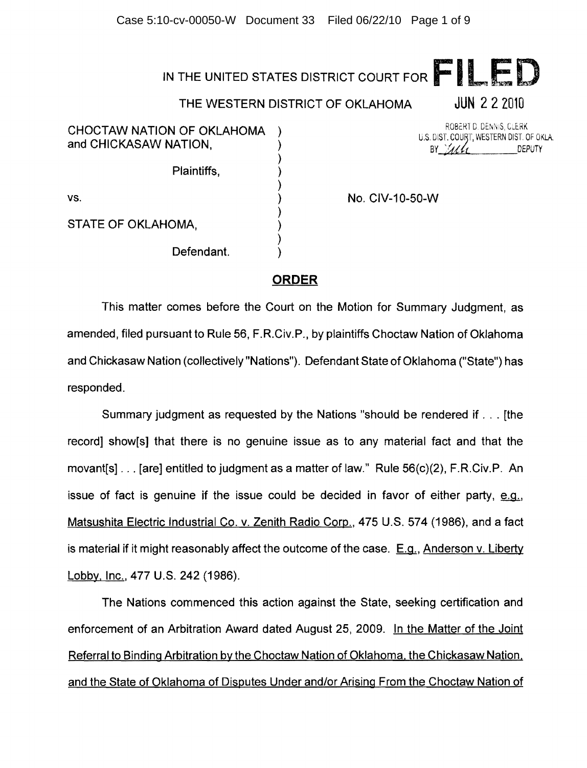IN THE UNITED STATES DISTRICT COURT FOR **FILED**

THE WESTERN DISTRICT OF OKLAHOMA JUN 22 2010

ROBERT D. DENNIS, CLERK
U.S. DIST. COURT, WESTERN DIST. OF OKLA.
BY ______ DEPUTY

CHOCTAW NATION OF OKLAHOMA and CHICKASAW NATION,

Plaintiffs,

vs.

STATE OF OKLAHOMA,

Defendant.

No. CIV-10-50-W

## ORDER

This matter comes before the Court on the Motion for Summary Judgment, as amended, filed pursuant to Rule 56, F.R.Civ.P., by plaintiffs Choctaw Nation of Oklahoma and Chickasaw Nation (collectively "Nations"). Defendant State of Oklahoma ("State") has responded.

Summary judgment as requested by the Nations "should be rendered if . . . [the record] show[s] that there is no genuine issue as to any material fact and that the movant[s] . . . [are] entitled to judgment as a matter of law." Rule 56(c)(2), F.R.Civ.P. An issue of fact is genuine if the issue could be decided in favor of either party, e.g., Matsushita Electric Industrial Co. v. Zenith Radio Corp., 475 U.S. 574 (1986), and a fact is material if it might reasonably affect the outcome of the case. E.g., Anderson v. Liberty Lobby, Inc., 477 U.S. 242 (1986).

The Nations commenced this action against the State, seeking certification and enforcement of an Arbitration Award dated August 25, 2009. In the Matter of the Joint Referral to Binding Arbitration by the Choctaw Nation of Oklahoma, the Chickasaw Nation, and the State of Oklahoma of Disputes Under and/or Arising From the Choctaw Nation of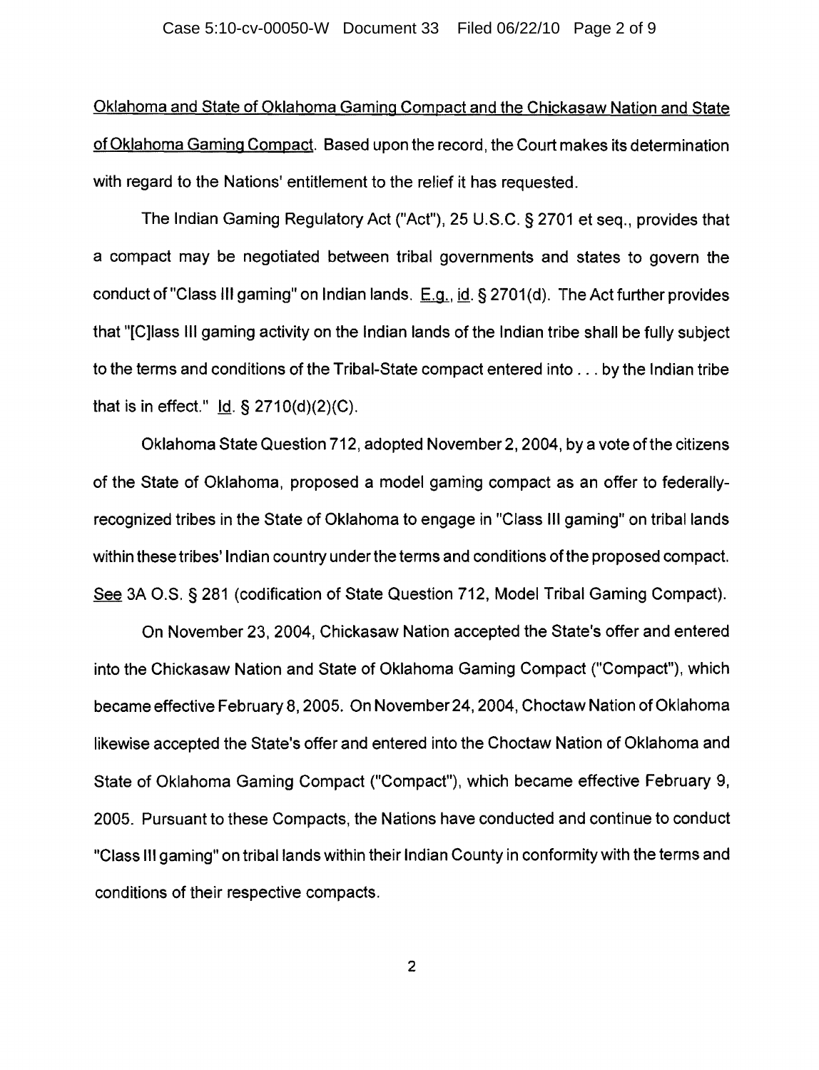Oklahoma and State of Oklahoma Gaming Compact and the Chickasaw Nation and State of Oklahoma Gaming Compact. Based upon the record, the Court makes its determination with regard to the Nations' entitlement to the relief it has requested.

The Indian Gaming Regulatory Act ("Act"), 25 U.S.C. § 2701 et seq., provides that a compact may be negotiated between tribal governments and states to govern the conduct of "Class III gaming" on Indian lands. E.g., id. § 2701(d). The Act further provides that "[C]lass III gaming activity on the Indian lands of the Indian tribe shall be fully subject to the terms and conditions of the Tribal-State compact entered into . . . by the Indian tribe that is in effect." Id. § 2710(d)(2)(C).

Oklahoma State Question 712, adopted November 2, 2004, by a vote of the citizens of the State of Oklahoma, proposed a model gaming compact as an offer to federally-recognized tribes in the State of Oklahoma to engage in "Class III gaming" on tribal lands within these tribes' Indian country under the terms and conditions of the proposed compact. See 3A O.S. § 281 (codification of State Question 712, Model Tribal Gaming Compact).

On November 23, 2004, Chickasaw Nation accepted the State's offer and entered into the Chickasaw Nation and State of Oklahoma Gaming Compact ("Compact"), which became effective February 8, 2005. On November 24, 2004, Choctaw Nation of Oklahoma likewise accepted the State's offer and entered into the Choctaw Nation of Oklahoma and State of Oklahoma Gaming Compact ("Compact"), which became effective February 9, 2005. Pursuant to these Compacts, the Nations have conducted and continue to conduct "Class III gaming" on tribal lands within their Indian County in conformity with the terms and conditions of their respective compacts.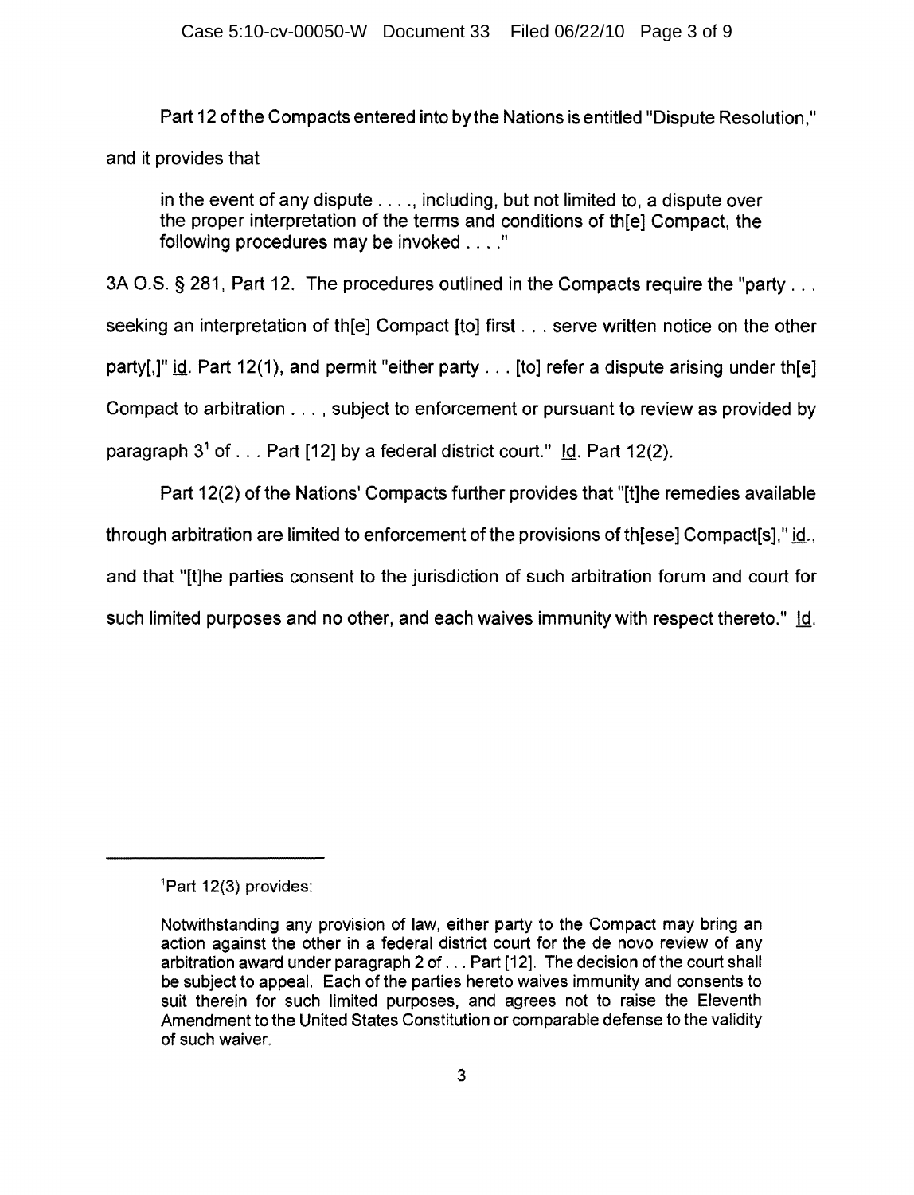Part 12 of the Compacts entered into by the Nations is entitled "Dispute Resolution," and it provides that

> in the event of any dispute . . . ., including, but not limited to, a dispute over the proper interpretation of the terms and conditions of th[e] Compact, the following procedures may be invoked . . . ."

3A O.S. § 281, Part 12. The procedures outlined in the Compacts require the "party . . . seeking an interpretation of th[e] Compact [to] first . . . serve written notice on the other party[,]" id. Part 12(1), and permit "either party . . . [to] refer a dispute arising under th[e] Compact to arbitration . . . , subject to enforcement or pursuant to review as provided by paragraph 3[1] of . . . Part [12] by a federal district court." Id. Part 12(2).

Part 12(2) of the Nations' Compacts further provides that "[t]he remedies available through arbitration are limited to enforcement of the provisions of th[ese] Compact[s]," id., and that "[t]he parties consent to the jurisdiction of such arbitration forum and court for such limited purposes and no other, and each waives immunity with respect thereto." Id.

---

[1]Part 12(3) provides:

> Notwithstanding any provision of law, either party to the Compact may bring an action against the other in a federal district court for the de novo review of any arbitration award under paragraph 2 of . . . Part [12]. The decision of the court shall be subject to appeal. Each of the parties hereto waives immunity and consents to suit therein for such limited purposes, and agrees not to raise the Eleventh Amendment to the United States Constitution or comparable defense to the validity of such waiver.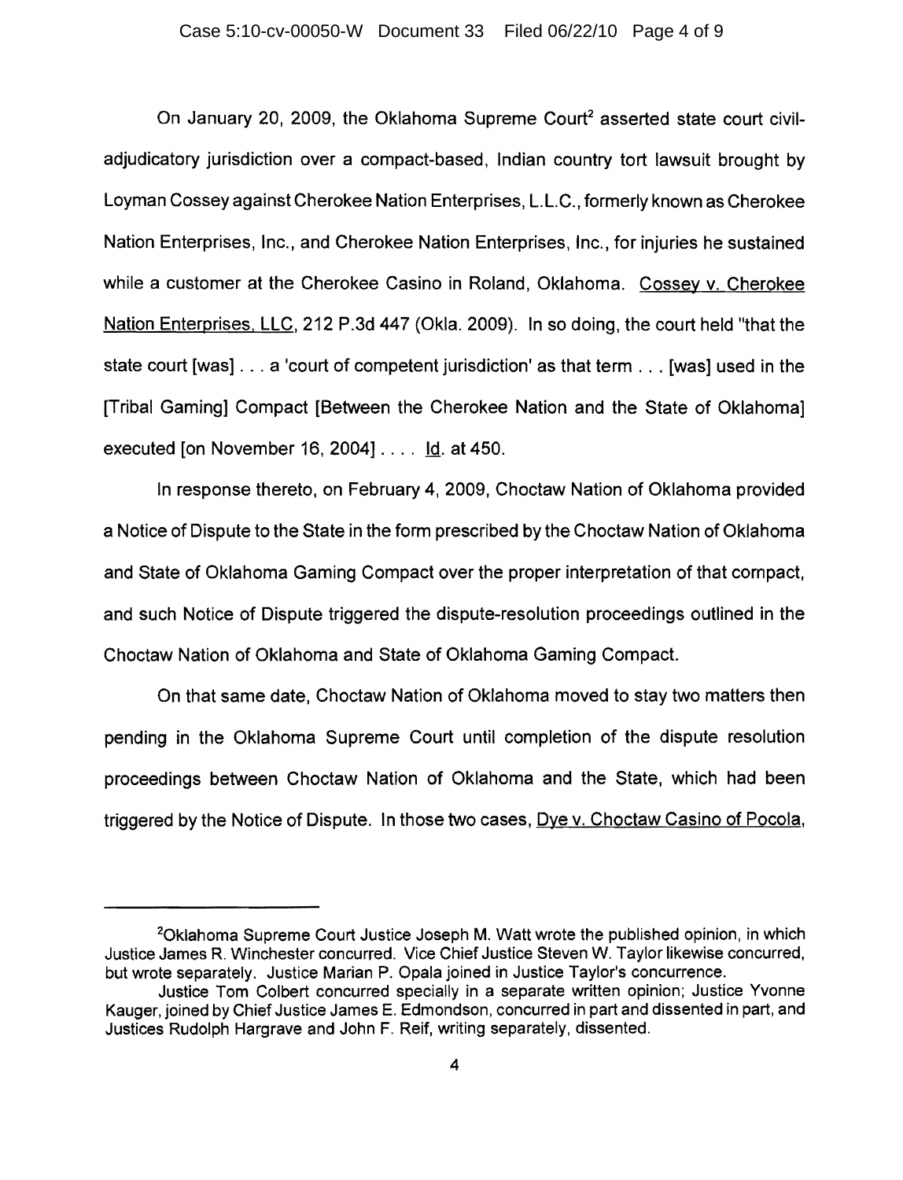On January 20, 2009, the Oklahoma Supreme Court[2] asserted state court civil-adjudicatory jurisdiction over a compact-based, Indian country tort lawsuit brought by Loyman Cossey against Cherokee Nation Enterprises, L.L.C., formerly known as Cherokee Nation Enterprises, Inc., and Cherokee Nation Enterprises, Inc., for injuries he sustained while a customer at the Cherokee Casino in Roland, Oklahoma. Cossey v. Cherokee Nation Enterprises, LLC, 212 P.3d 447 (Okla. 2009). In so doing, the court held "that the state court [was] . . . a 'court of competent jurisdiction' as that term . . . [was] used in the [Tribal Gaming] Compact [Between the Cherokee Nation and the State of Oklahoma] executed [on November 16, 2004] . . . . Id. at 450.

In response thereto, on February 4, 2009, Choctaw Nation of Oklahoma provided a Notice of Dispute to the State in the form prescribed by the Choctaw Nation of Oklahoma and State of Oklahoma Gaming Compact over the proper interpretation of that compact, and such Notice of Dispute triggered the dispute-resolution proceedings outlined in the Choctaw Nation of Oklahoma and State of Oklahoma Gaming Compact.

On that same date, Choctaw Nation of Oklahoma moved to stay two matters then pending in the Oklahoma Supreme Court until completion of the dispute resolution proceedings between Choctaw Nation of Oklahoma and the State, which had been triggered by the Notice of Dispute. In those two cases, Dye v. Choctaw Casino of Pocola,

---

[2] Oklahoma Supreme Court Justice Joseph M. Watt wrote the published opinion, in which Justice James R. Winchester concurred. Vice Chief Justice Steven W. Taylor likewise concurred, but wrote separately. Justice Marian P. Opala joined in Justice Taylor's concurrence.

Justice Tom Colbert concurred specially in a separate written opinion; Justice Yvonne Kauger, joined by Chief Justice James E. Edmondson, concurred in part and dissented in part, and Justices Rudolph Hargrave and John F. Reif, writing separately, dissented.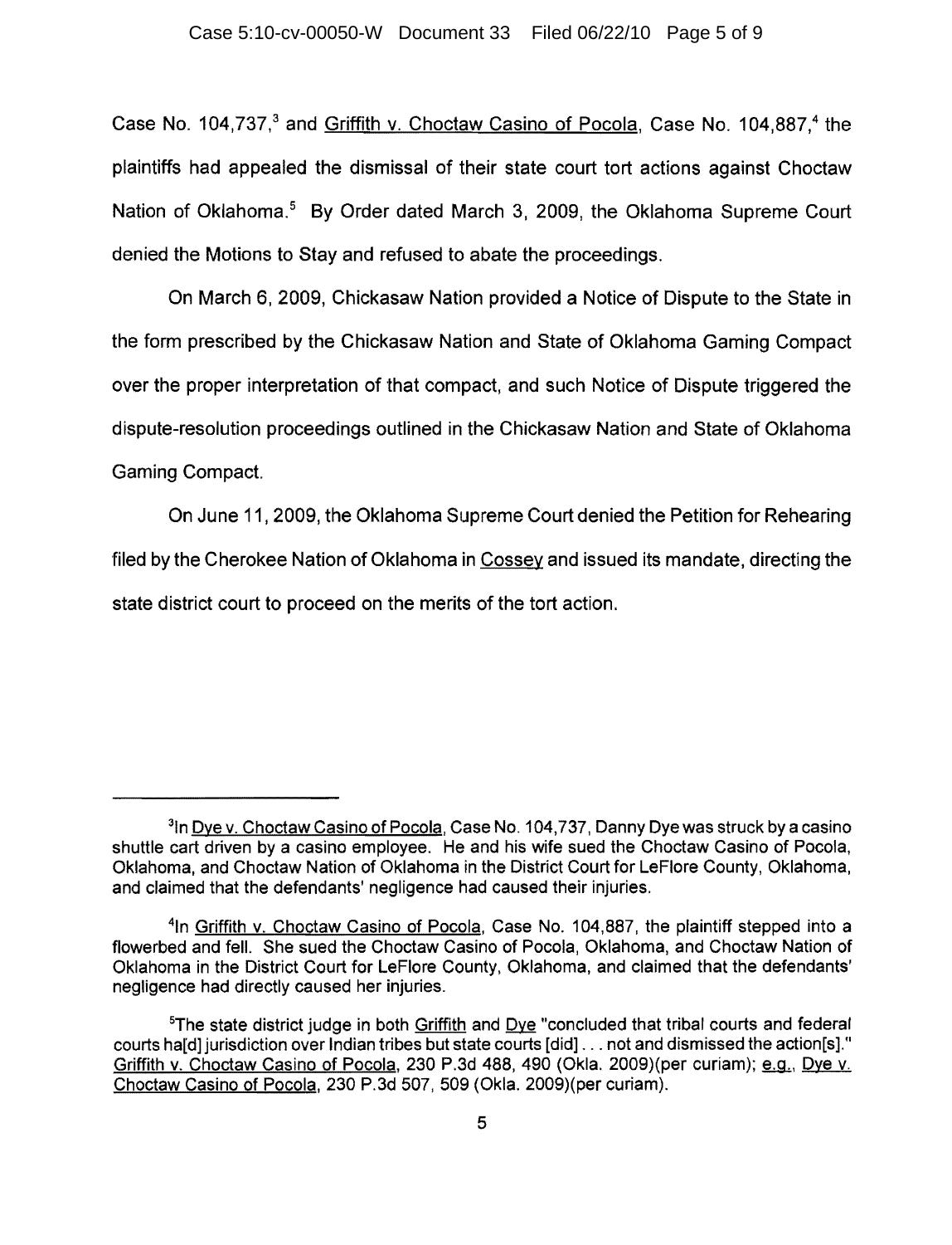Case No. 104,737,[3] and Griffith v. Choctaw Casino of Pocola, Case No. 104,887,[4] the plaintiffs had appealed the dismissal of their state court tort actions against Choctaw Nation of Oklahoma.[5] By Order dated March 3, 2009, the Oklahoma Supreme Court denied the Motions to Stay and refused to abate the proceedings.

On March 6, 2009, Chickasaw Nation provided a Notice of Dispute to the State in the form prescribed by the Chickasaw Nation and State of Oklahoma Gaming Compact over the proper interpretation of that compact, and such Notice of Dispute triggered the dispute-resolution proceedings outlined in the Chickasaw Nation and State of Oklahoma Gaming Compact.

On June 11, 2009, the Oklahoma Supreme Court denied the Petition for Rehearing filed by the Cherokee Nation of Oklahoma in Cossey and issued its mandate, directing the state district court to proceed on the merits of the tort action.

---

[3]In Dye v. Choctaw Casino of Pocola, Case No. 104,737, Danny Dye was struck by a casino shuttle cart driven by a casino employee. He and his wife sued the Choctaw Casino of Pocola, Oklahoma, and Choctaw Nation of Oklahoma in the District Court for LeFlore County, Oklahoma, and claimed that the defendants' negligence had caused their injuries.

[4]In Griffith v. Choctaw Casino of Pocola, Case No. 104,887, the plaintiff stepped into a flowerbed and fell. She sued the Choctaw Casino of Pocola, Oklahoma, and Choctaw Nation of Oklahoma in the District Court for LeFlore County, Oklahoma, and claimed that the defendants' negligence had directly caused her injuries.

[5]The state district judge in both Griffith and Dye "concluded that tribal courts and federal courts ha[d] jurisdiction over Indian tribes but state courts [did] . . . not and dismissed the action[s]." Griffith v. Choctaw Casino of Pocola, 230 P.3d 488, 490 (Okla. 2009)(per curiam); e.g., Dye v. Choctaw Casino of Pocola, 230 P.3d 507, 509 (Okla. 2009)(per curiam).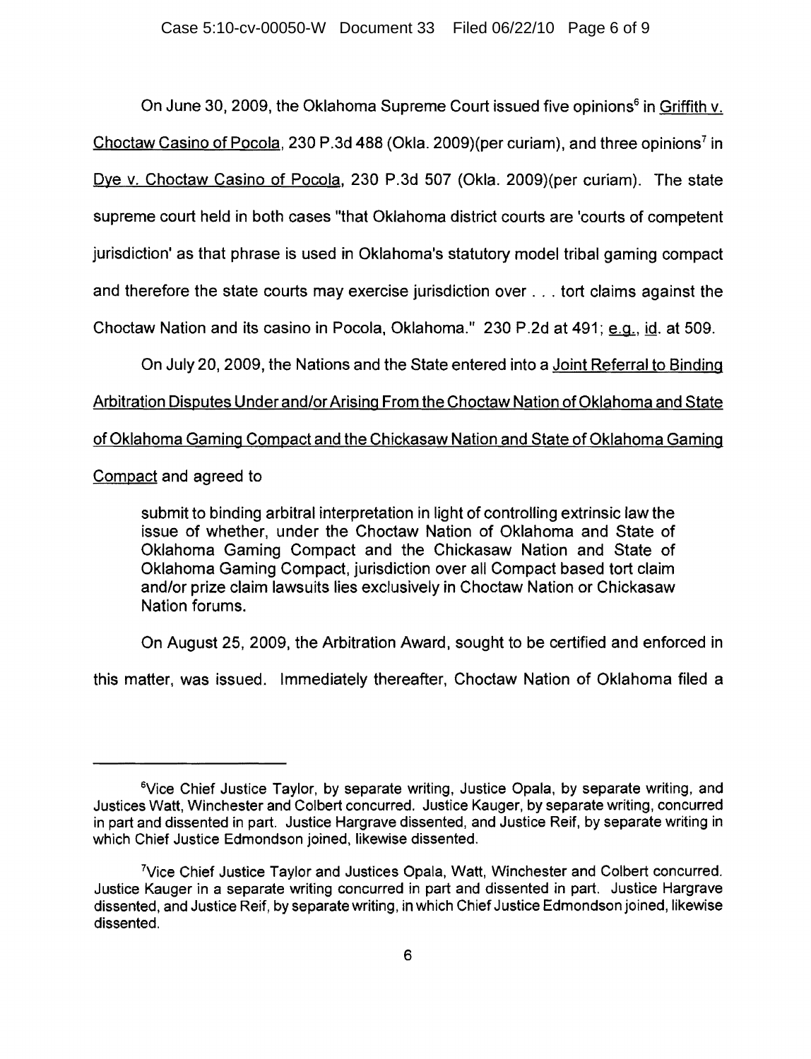On June 30, 2009, the Oklahoma Supreme Court issued five opinions[6] in Griffith v. Choctaw Casino of Pocola, 230 P.3d 488 (Okla. 2009)(per curiam), and three opinions[7] in Dye v. Choctaw Casino of Pocola, 230 P.3d 507 (Okla. 2009)(per curiam). The state supreme court held in both cases "that Oklahoma district courts are 'courts of competent jurisdiction' as that phrase is used in Oklahoma's statutory model tribal gaming compact and therefore the state courts may exercise jurisdiction over . . . tort claims against the Choctaw Nation and its casino in Pocola, Oklahoma." 230 P.2d at 491; e.g., id. at 509.

On July 20, 2009, the Nations and the State entered into a Joint Referral to Binding Arbitration Disputes Under and/or Arising From the Choctaw Nation of Oklahoma and State of Oklahoma Gaming Compact and the Chickasaw Nation and State of Oklahoma Gaming Compact and agreed to

> submit to binding arbitral interpretation in light of controlling extrinsic law the issue of whether, under the Choctaw Nation of Oklahoma and State of Oklahoma Gaming Compact and the Chickasaw Nation and State of Oklahoma Gaming Compact, jurisdiction over all Compact based tort claim and/or prize claim lawsuits lies exclusively in Choctaw Nation or Chickasaw Nation forums.

On August 25, 2009, the Arbitration Award, sought to be certified and enforced in this matter, was issued. Immediately thereafter, Choctaw Nation of Oklahoma filed a

---

[6] Vice Chief Justice Taylor, by separate writing, Justice Opala, by separate writing, and Justices Watt, Winchester and Colbert concurred. Justice Kauger, by separate writing, concurred in part and dissented in part. Justice Hargrave dissented, and Justice Reif, by separate writing in which Chief Justice Edmondson joined, likewise dissented.

[7] Vice Chief Justice Taylor and Justices Opala, Watt, Winchester and Colbert concurred. Justice Kauger in a separate writing concurred in part and dissented in part. Justice Hargrave dissented, and Justice Reif, by separate writing, in which Chief Justice Edmondson joined, likewise dissented.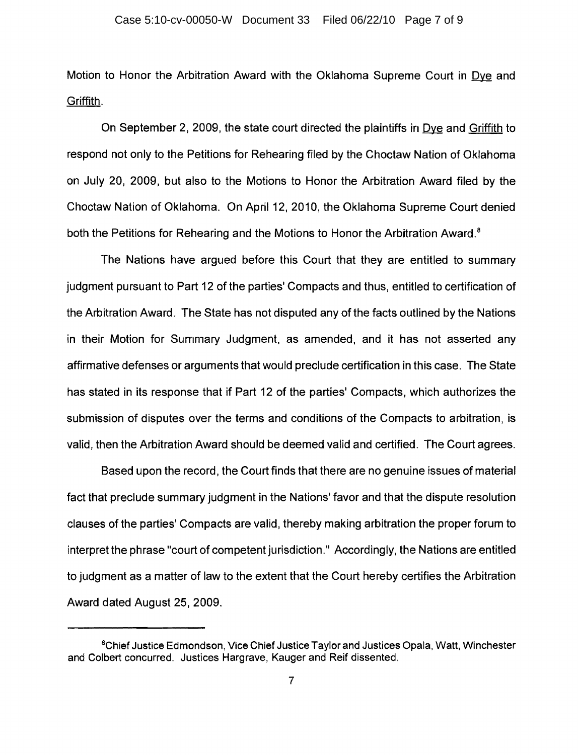Motion to Honor the Arbitration Award with the Oklahoma Supreme Court in Dye and Griffith.

On September 2, 2009, the state court directed the plaintiffs in Dye and Griffith to respond not only to the Petitions for Rehearing filed by the Choctaw Nation of Oklahoma on July 20, 2009, but also to the Motions to Honor the Arbitration Award filed by the Choctaw Nation of Oklahoma. On April 12, 2010, the Oklahoma Supreme Court denied both the Petitions for Rehearing and the Motions to Honor the Arbitration Award.[8]

The Nations have argued before this Court that they are entitled to summary judgment pursuant to Part 12 of the parties' Compacts and thus, entitled to certification of the Arbitration Award. The State has not disputed any of the facts outlined by the Nations in their Motion for Summary Judgment, as amended, and it has not asserted any affirmative defenses or arguments that would preclude certification in this case. The State has stated in its response that if Part 12 of the parties' Compacts, which authorizes the submission of disputes over the terms and conditions of the Compacts to arbitration, is valid, then the Arbitration Award should be deemed valid and certified. The Court agrees.

Based upon the record, the Court finds that there are no genuine issues of material fact that preclude summary judgment in the Nations' favor and that the dispute resolution clauses of the parties' Compacts are valid, thereby making arbitration the proper forum to interpret the phrase "court of competent jurisdiction." Accordingly, the Nations are entitled to judgment as a matter of law to the extent that the Court hereby certifies the Arbitration Award dated August 25, 2009.

---

[8]Chief Justice Edmondson, Vice Chief Justice Taylor and Justices Opala, Watt, Winchester and Colbert concurred. Justices Hargrave, Kauger and Reif dissented.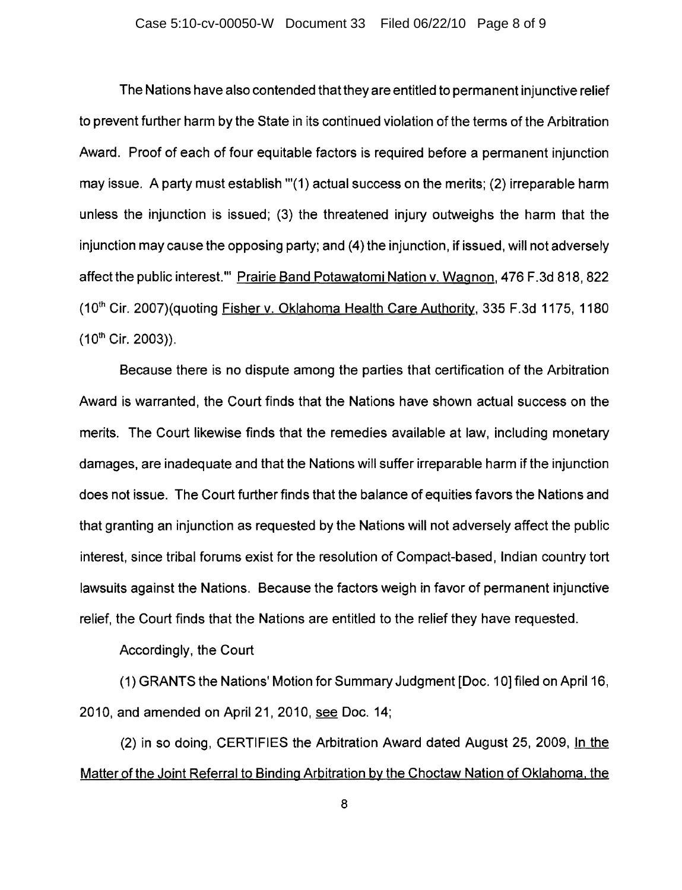The Nations have also contended that they are entitled to permanent injunctive relief to prevent further harm by the State in its continued violation of the terms of the Arbitration Award. Proof of each of four equitable factors is required before a permanent injunction may issue. A party must establish "'(1) actual success on the merits; (2) irreparable harm unless the injunction is issued; (3) the threatened injury outweighs the harm that the injunction may cause the opposing party; and (4) the injunction, if issued, will not adversely affect the public interest.'" Prairie Band Potawatomi Nation v. Wagnon, 476 F.3d 818, 822 (10th Cir. 2007)(quoting Fisher v. Oklahoma Health Care Authority, 335 F.3d 1175, 1180 (10th Cir. 2003)).

Because there is no dispute among the parties that certification of the Arbitration Award is warranted, the Court finds that the Nations have shown actual success on the merits. The Court likewise finds that the remedies available at law, including monetary damages, are inadequate and that the Nations will suffer irreparable harm if the injunction does not issue. The Court further finds that the balance of equities favors the Nations and that granting an injunction as requested by the Nations will not adversely affect the public interest, since tribal forums exist for the resolution of Compact-based, Indian country tort lawsuits against the Nations. Because the factors weigh in favor of permanent injunctive relief, the Court finds that the Nations are entitled to the relief they have requested.

Accordingly, the Court

(1) GRANTS the Nations' Motion for Summary Judgment [Doc. 10] filed on April 16, 2010, and amended on April 21, 2010, see Doc. 14;

(2) in so doing, CERTIFIES the Arbitration Award dated August 25, 2009, In the Matter of the Joint Referral to Binding Arbitration by the Choctaw Nation of Oklahoma, the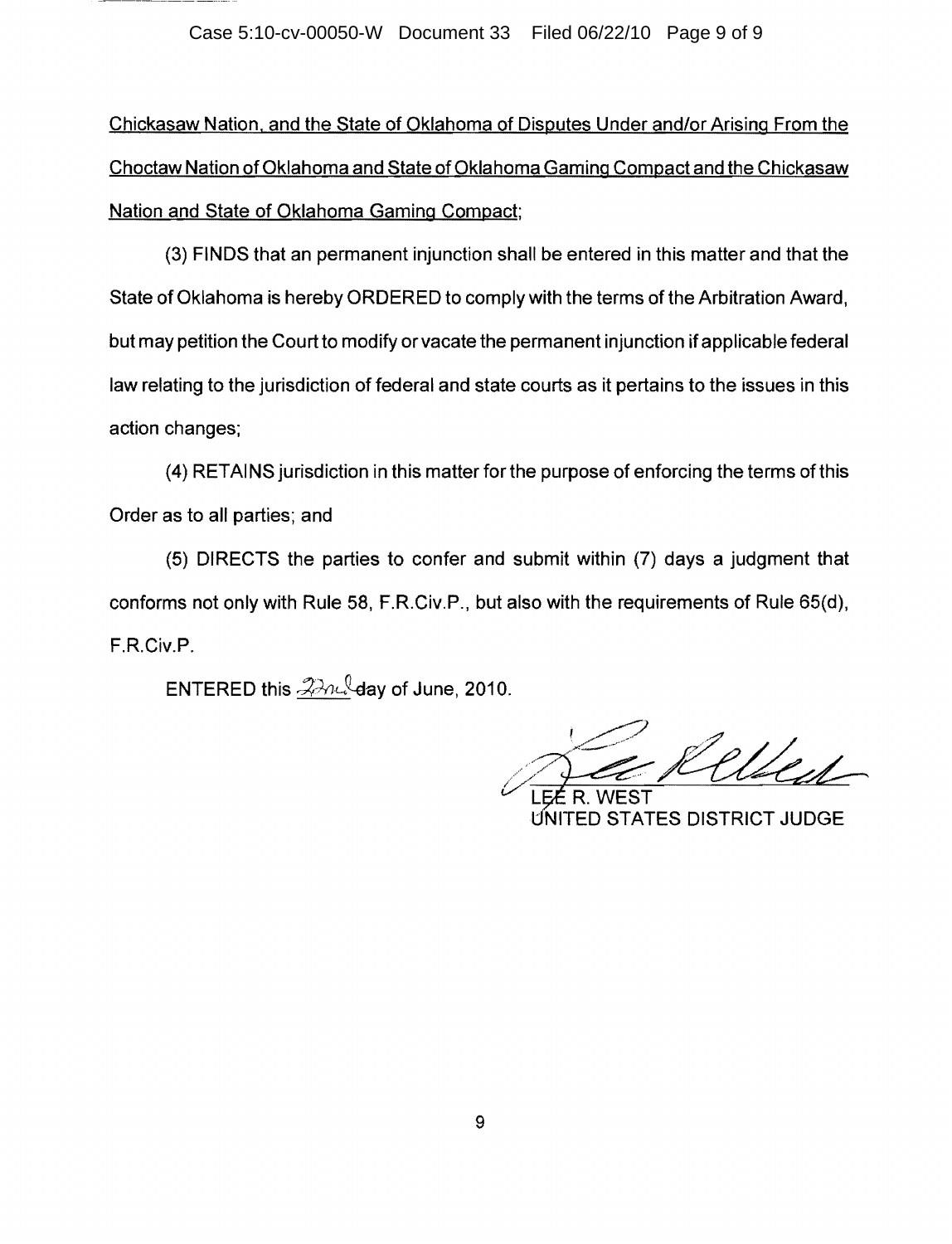Chickasaw Nation, and the State of Oklahoma of Disputes Under and/or Arising From the Choctaw Nation of Oklahoma and State of Oklahoma Gaming Compact and the Chickasaw Nation and State of Oklahoma Gaming Compact;

(3) FINDS that an permanent injunction shall be entered in this matter and that the State of Oklahoma is hereby ORDERED to comply with the terms of the Arbitration Award, but may petition the Court to modify or vacate the permanent injunction if applicable federal law relating to the jurisdiction of federal and state courts as it pertains to the issues in this action changes;

(4) RETAINS jurisdiction in this matter for the purpose of enforcing the terms of this Order as to all parties; and

(5) DIRECTS the parties to confer and submit within (7) days a judgment that conforms not only with Rule 58, F.R.Civ.P., but also with the requirements of Rule 65(d), F.R.Civ.P.

ENTERED this 22nd day of June, 2010.

LEE R. WEST
UNITED STATES DISTRICT JUDGE